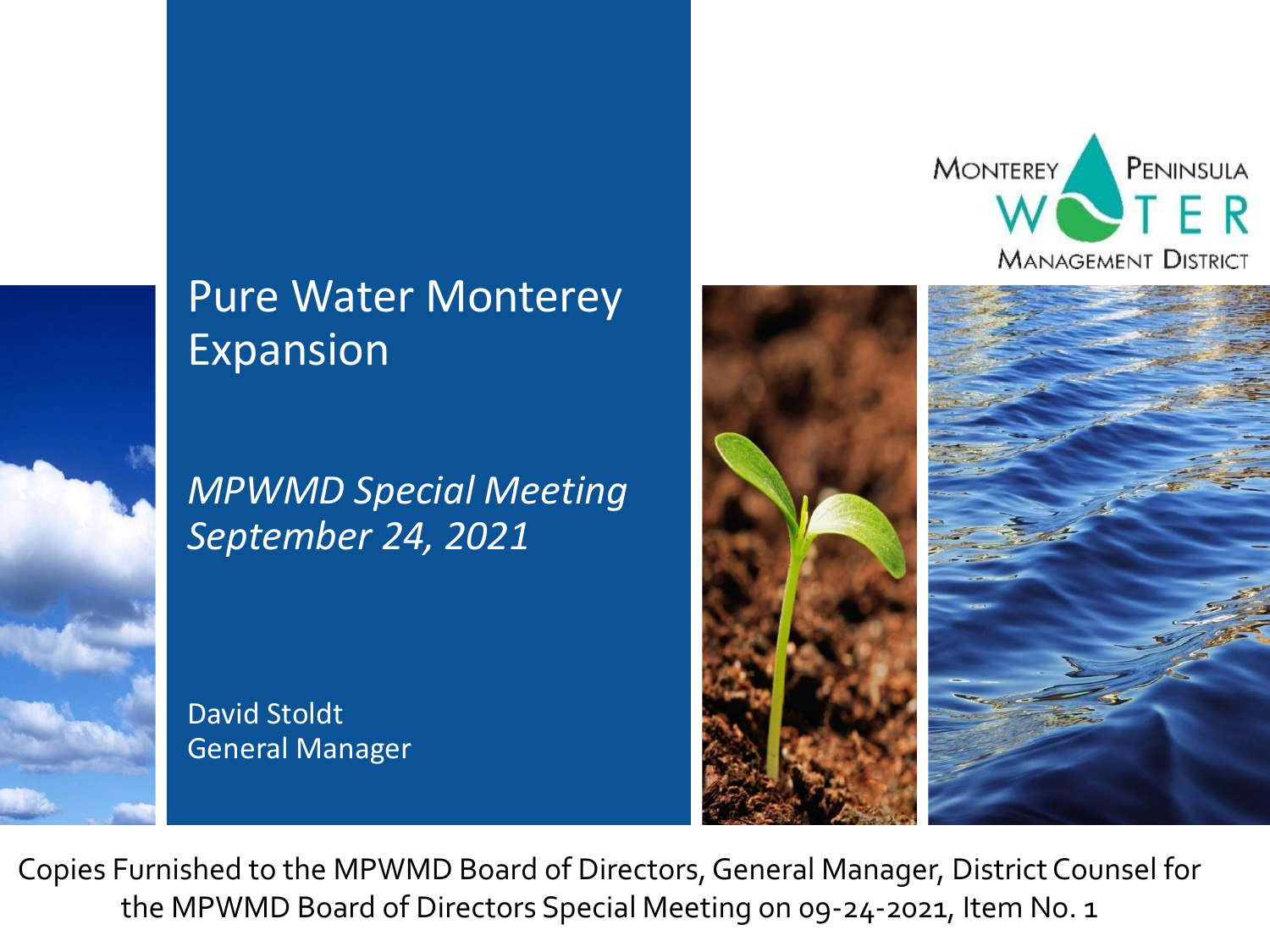# Pure Water Monterey Expansion

*MPWMD Special Meeting*
*September 24, 2021*

David Stoldt
General Manager

MONTEREY PENINSULA WATER MANAGEMENT DISTRICT

Copies Furnished to the MPWMD Board of Directors, General Manager, District Counsel for the MPWMD Board of Directors Special Meeting on 09-24-2021, Item No. 1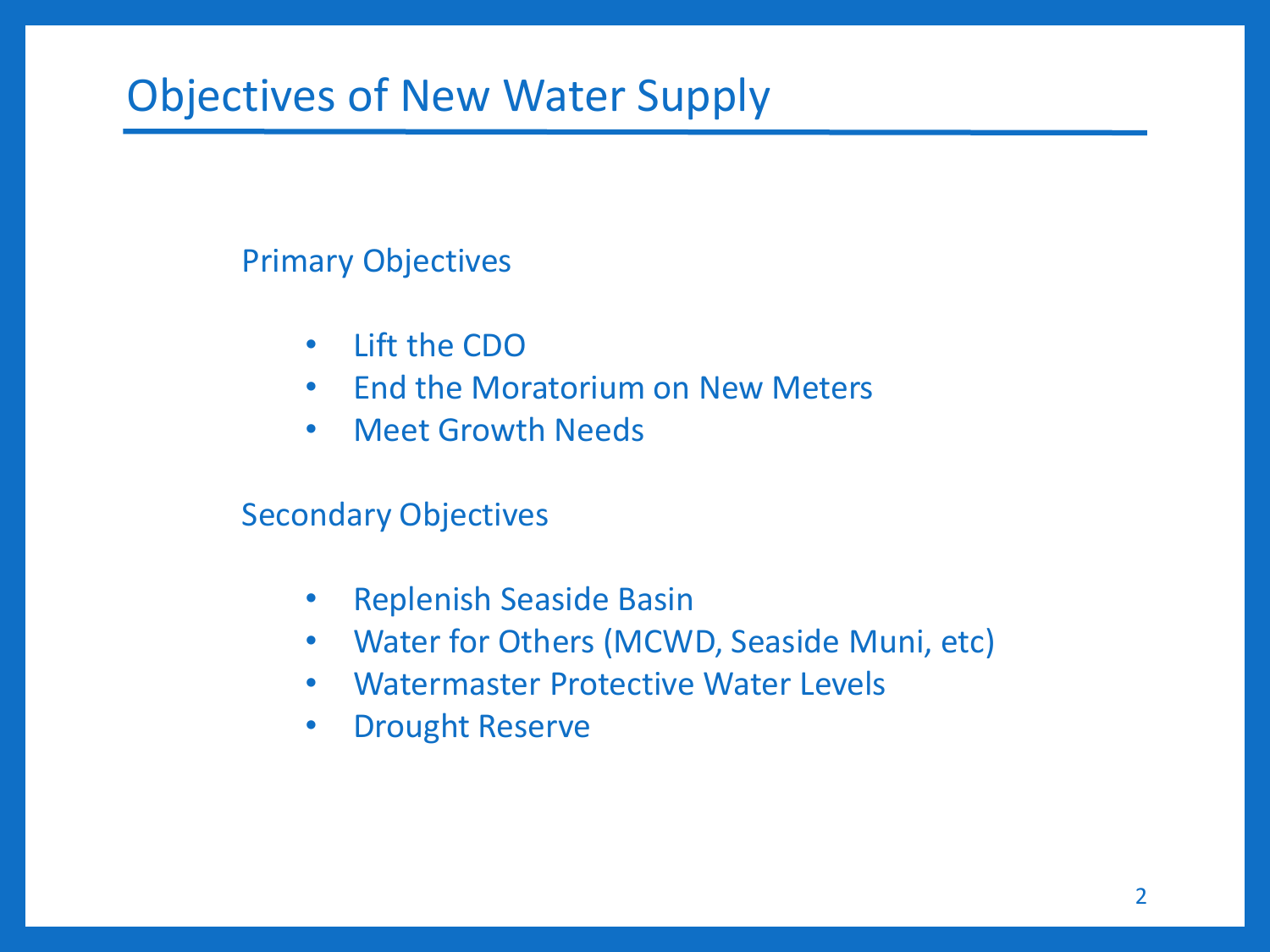# Objectives of New Water Supply

Primary Objectives

- Lift the CDO
- End the Moratorium on New Meters
- Meet Growth Needs

Secondary Objectives

- Replenish Seaside Basin
- Water for Others (MCWD, Seaside Muni, etc)
- Watermaster Protective Water Levels
- Drought Reserve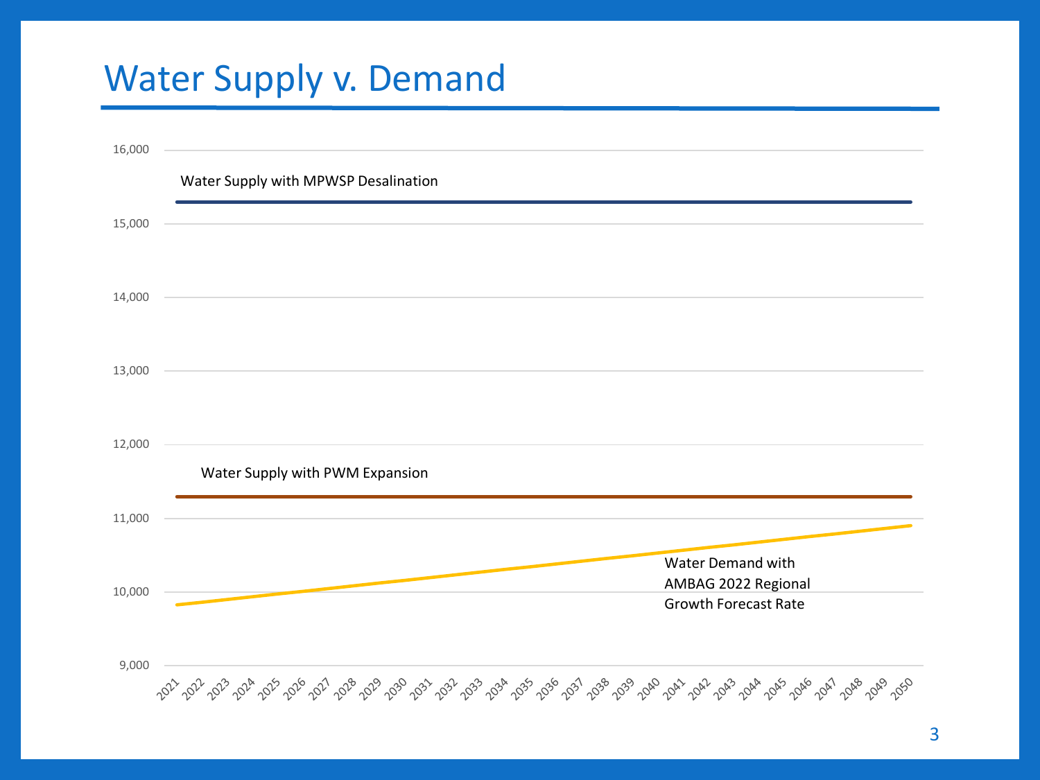# Water Supply v. Demand

Water Supply with MPWSP Desalination

Water Supply with PWM Expansion

Water Demand with AMBAG 2022 Regional Growth Forecast Rate

16,000
15,000
14,000
13,000
12,000
11,000
10,000
9,000

2021 2022 2023 2024 2025 2026 2027 2028 2029 2030 2031 2032 2033 2034 2035 2036 2037 2038 2039 2040 2041 2042 2043 2044 2045 2046 2047 2048 2049 2050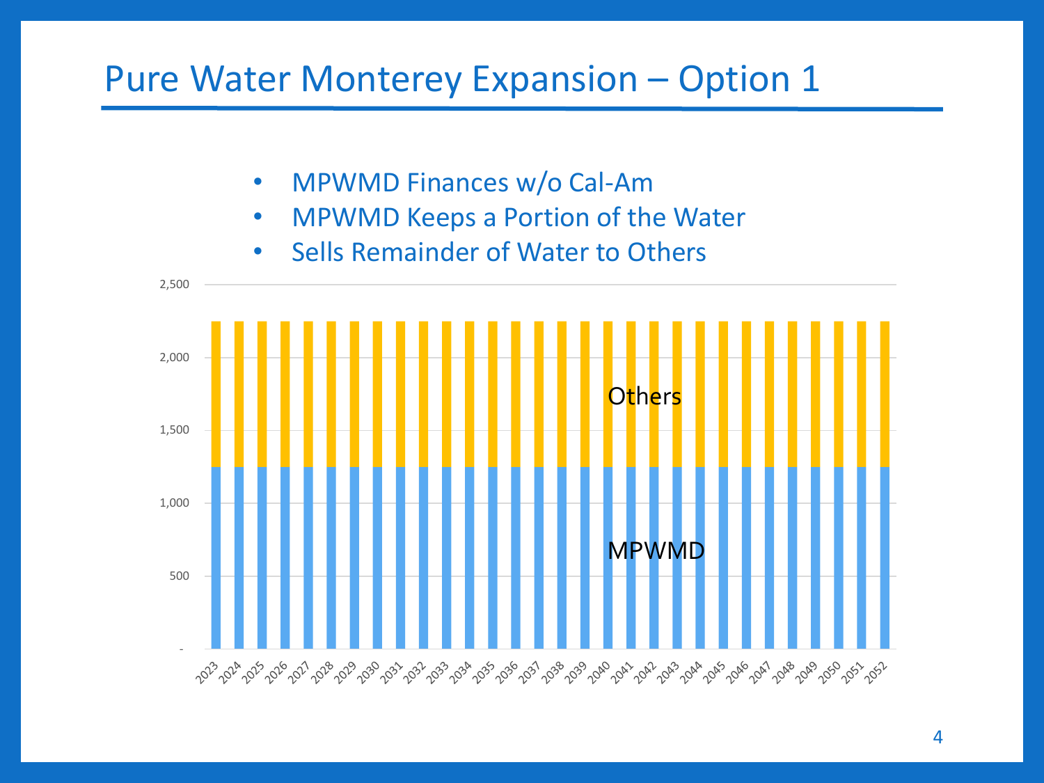# Pure Water Monterey Expansion – Option 1

- MPWMD Finances w/o Cal-Am
- MPWMD Keeps a Portion of the Water
- Sells Remainder of Water to Others

| Year | MPWMD | Others |
|---|---|---|
| 2023–2052 (each year) | 1,250 | 1,000 |

Chart labels: Others; MPWMD. Y-axis: -, 500, 1,000, 1,500, 2,000, 2,500. X-axis: 2023, 2024, 2025, 2026, 2027, 2028, 2029, 2030, 2031, 2032, 2033, 2034, 2035, 2036, 2037, 2038, 2039, 2040, 2041, 2042, 2043, 2044, 2045, 2046, 2047, 2048, 2049, 2050, 2051, 2052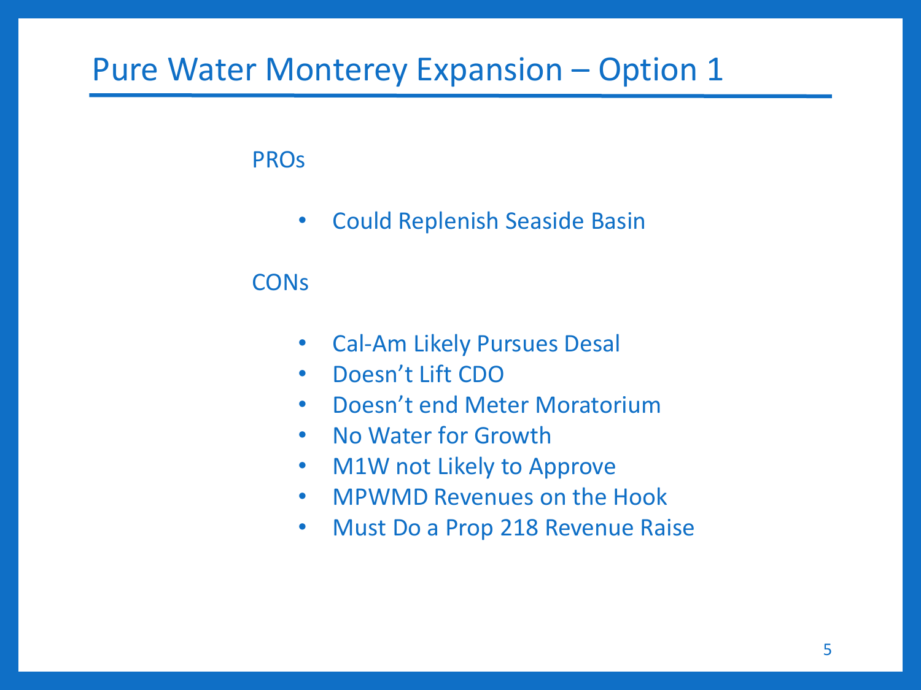# Pure Water Monterey Expansion – Option 1

PROs

- Could Replenish Seaside Basin

CONs

- Cal-Am Likely Pursues Desal
- Doesn't Lift CDO
- Doesn't end Meter Moratorium
- No Water for Growth
- M1W not Likely to Approve
- MPWMD Revenues on the Hook
- Must Do a Prop 218 Revenue Raise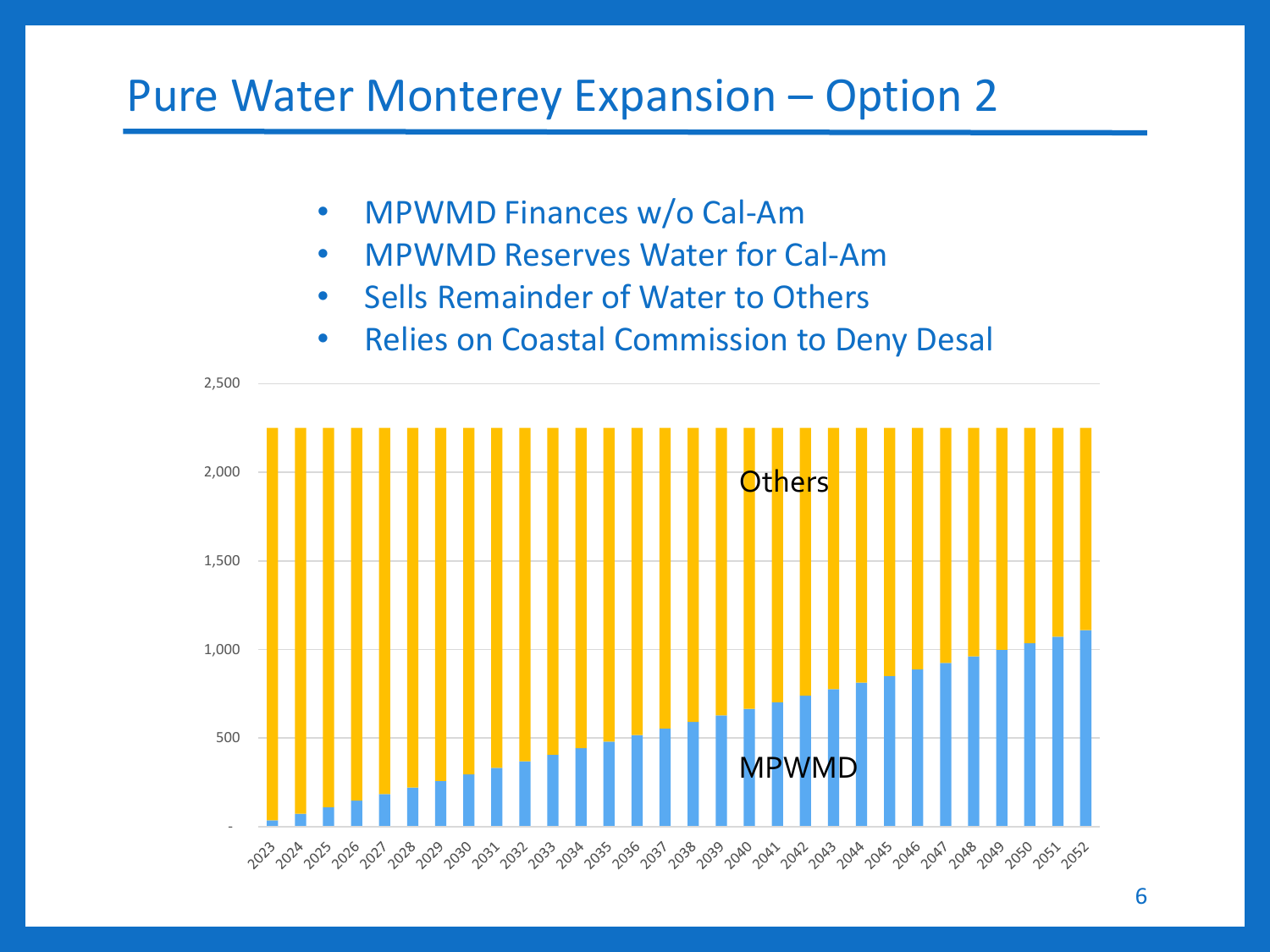# Pure Water Monterey Expansion – Option 2

- MPWMD Finances w/o Cal-Am
- MPWMD Reserves Water for Cal-Am
- Sells Remainder of Water to Others
- Relies on Coastal Commission to Deny Desal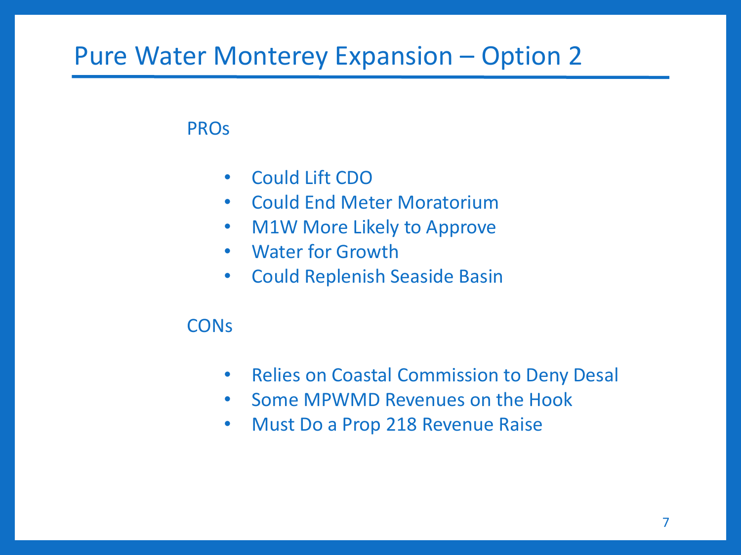# Pure Water Monterey Expansion – Option 2

PROs

- Could Lift CDO
- Could End Meter Moratorium
- M1W More Likely to Approve
- Water for Growth
- Could Replenish Seaside Basin

CONs

- Relies on Coastal Commission to Deny Desal
- Some MPWMD Revenues on the Hook
- Must Do a Prop 218 Revenue Raise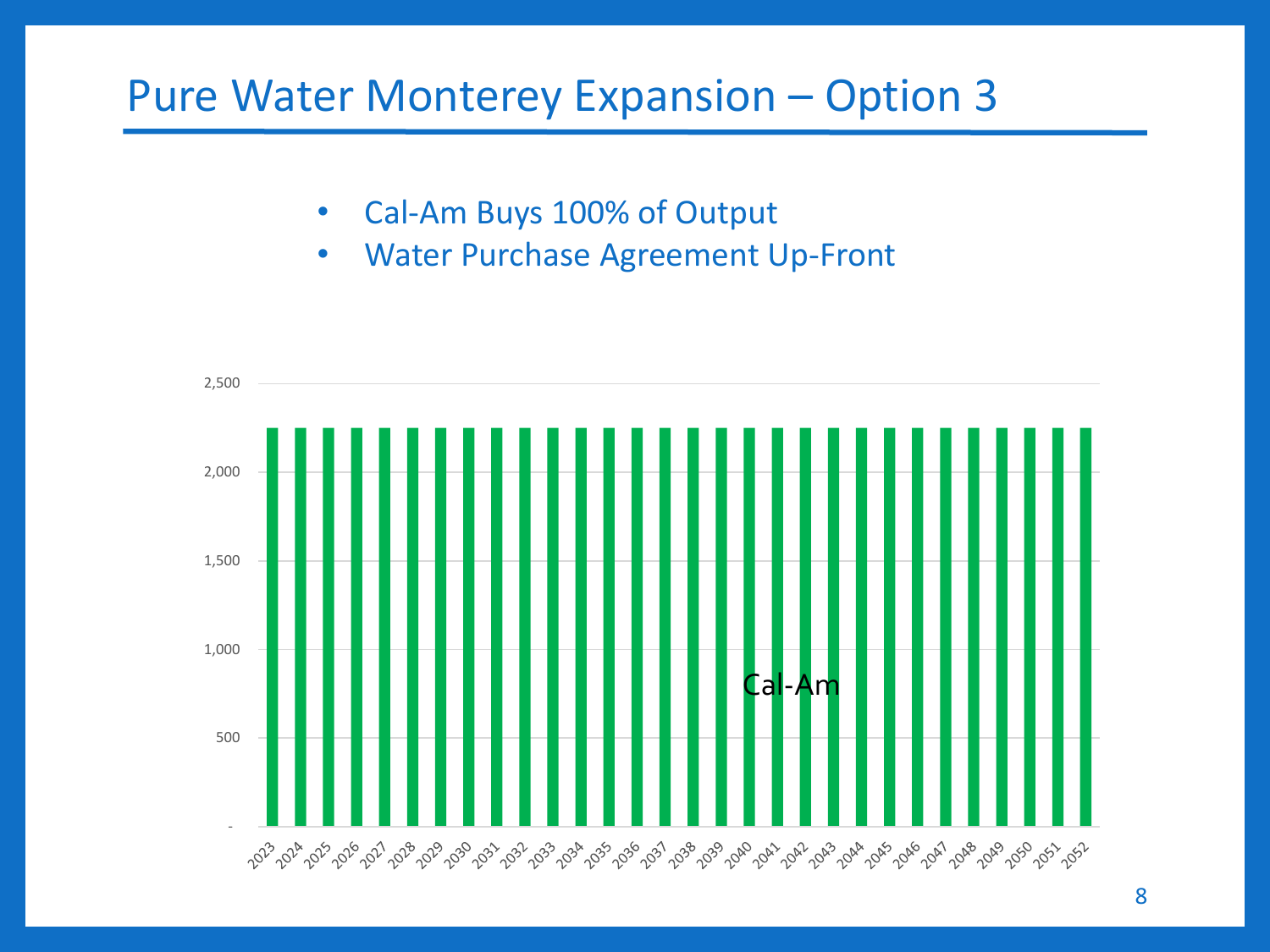# Pure Water Monterey Expansion – Option 3

- Cal-Am Buys 100% of Output
- Water Purchase Agreement Up-Front

| Year | Cal-Am |
| --- | --- |
| 2023 | 2,250 |
| 2024 | 2,250 |
| 2025 | 2,250 |
| 2026 | 2,250 |
| 2027 | 2,250 |
| 2028 | 2,250 |
| 2029 | 2,250 |
| 2030 | 2,250 |
| 2031 | 2,250 |
| 2032 | 2,250 |
| 2033 | 2,250 |
| 2034 | 2,250 |
| 2035 | 2,250 |
| 2036 | 2,250 |
| 2037 | 2,250 |
| 2038 | 2,250 |
| 2039 | 2,250 |
| 2040 | 2,250 |
| 2041 | 2,250 |
| 2042 | 2,250 |
| 2043 | 2,250 |
| 2044 | 2,250 |
| 2045 | 2,250 |
| 2046 | 2,250 |
| 2047 | 2,250 |
| 2048 | 2,250 |
| 2049 | 2,250 |
| 2050 | 2,250 |
| 2051 | 2,250 |
| 2052 | 2,250 |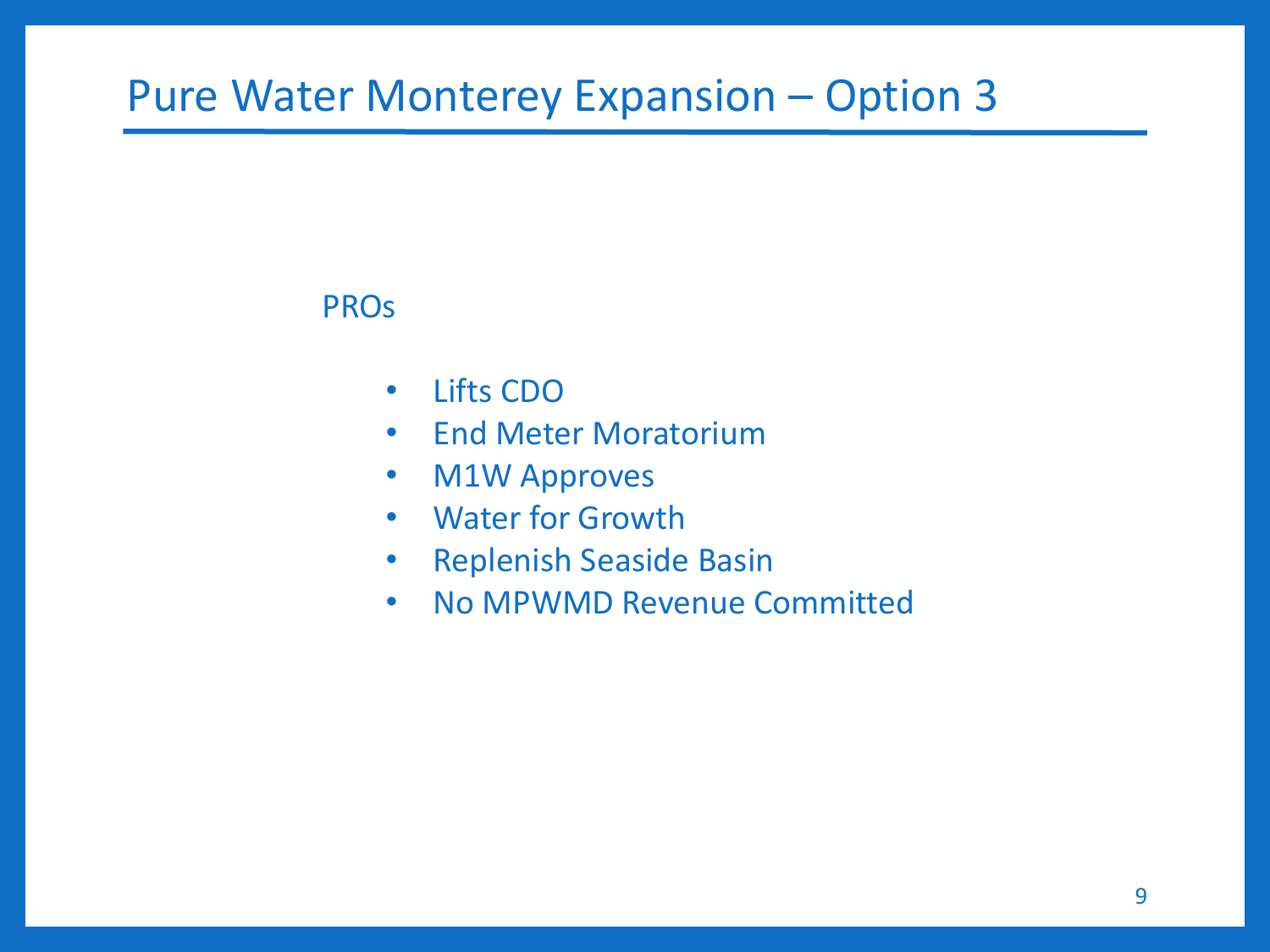# Pure Water Monterey Expansion – Option 3

PROs

- Lifts CDO
- End Meter Moratorium
- M1W Approves
- Water for Growth
- Replenish Seaside Basin
- No MPWMD Revenue Committed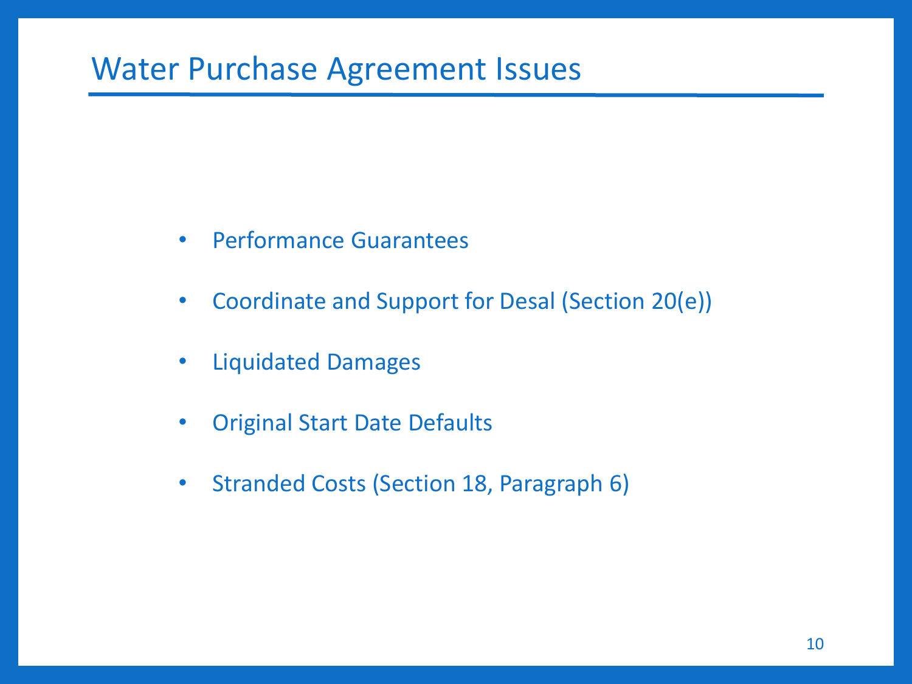# Water Purchase Agreement Issues

- Performance Guarantees
- Coordinate and Support for Desal (Section 20(e))
- Liquidated Damages
- Original Start Date Defaults
- Stranded Costs (Section 18, Paragraph 6)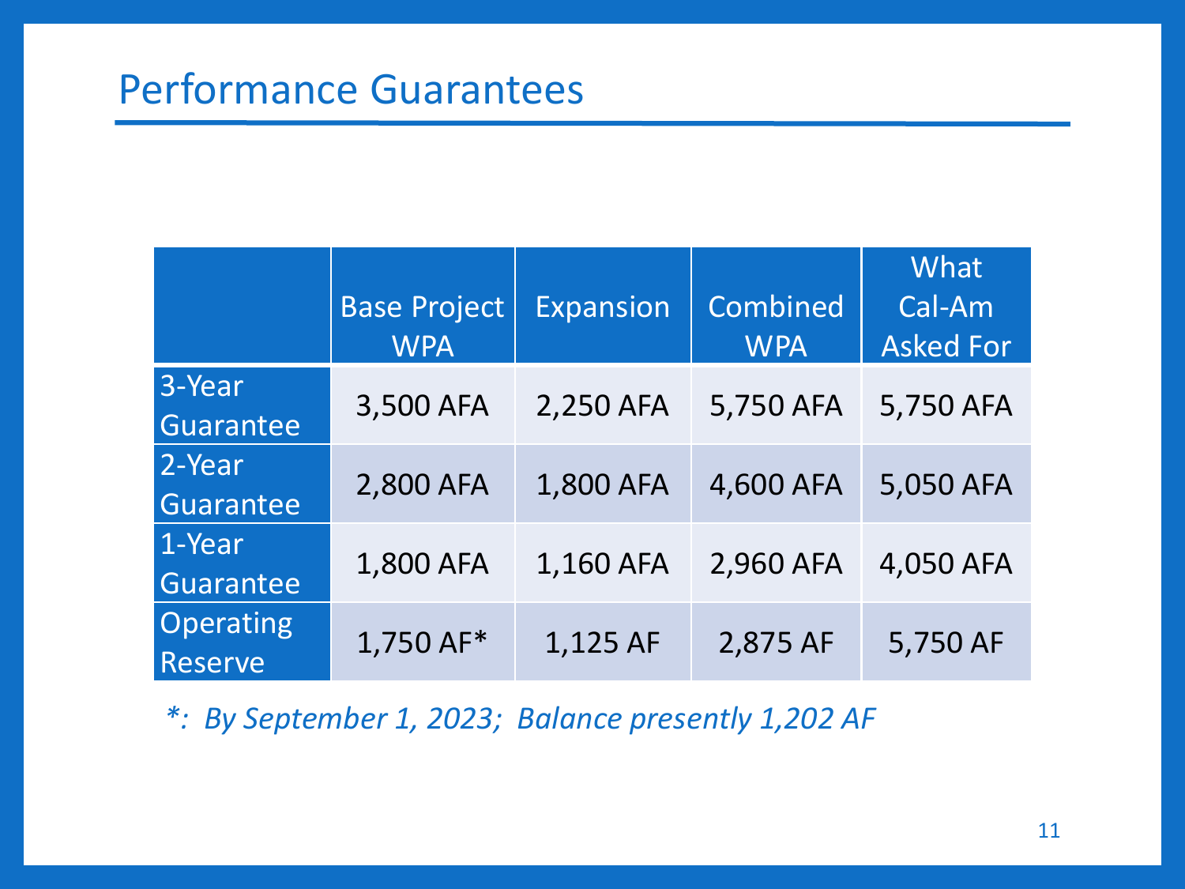# Performance Guarantees

| | Base Project WPA | Expansion | Combined WPA | What Cal-Am Asked For |
|---|---|---|---|---|
| 3-Year Guarantee | 3,500 AFA | 2,250 AFA | 5,750 AFA | 5,750 AFA |
| 2-Year Guarantee | 2,800 AFA | 1,800 AFA | 4,600 AFA | 5,050 AFA |
| 1-Year Guarantee | 1,800 AFA | 1,160 AFA | 2,960 AFA | 4,050 AFA |
| Operating Reserve | 1,750 AF* | 1,125 AF | 2,875 AF | 5,750 AF |

*\*: By September 1, 2023; Balance presently 1,202 AF*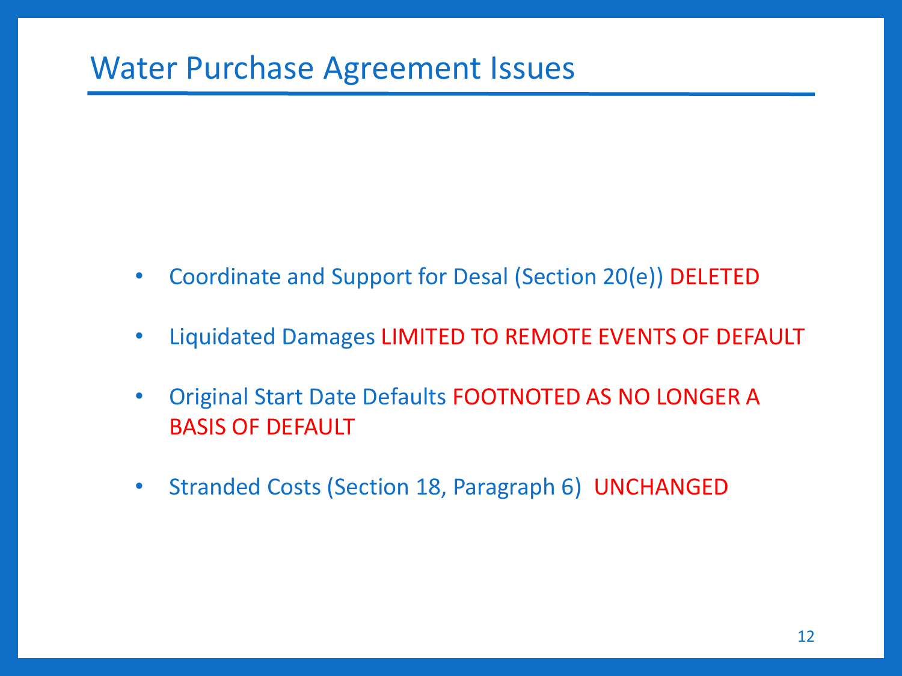# Water Purchase Agreement Issues

- Coordinate and Support for Desal (Section 20(e)) DELETED
- Liquidated Damages LIMITED TO REMOTE EVENTS OF DEFAULT
- Original Start Date Defaults FOOTNOTED AS NO LONGER A BASIS OF DEFAULT
- Stranded Costs (Section 18, Paragraph 6) UNCHANGED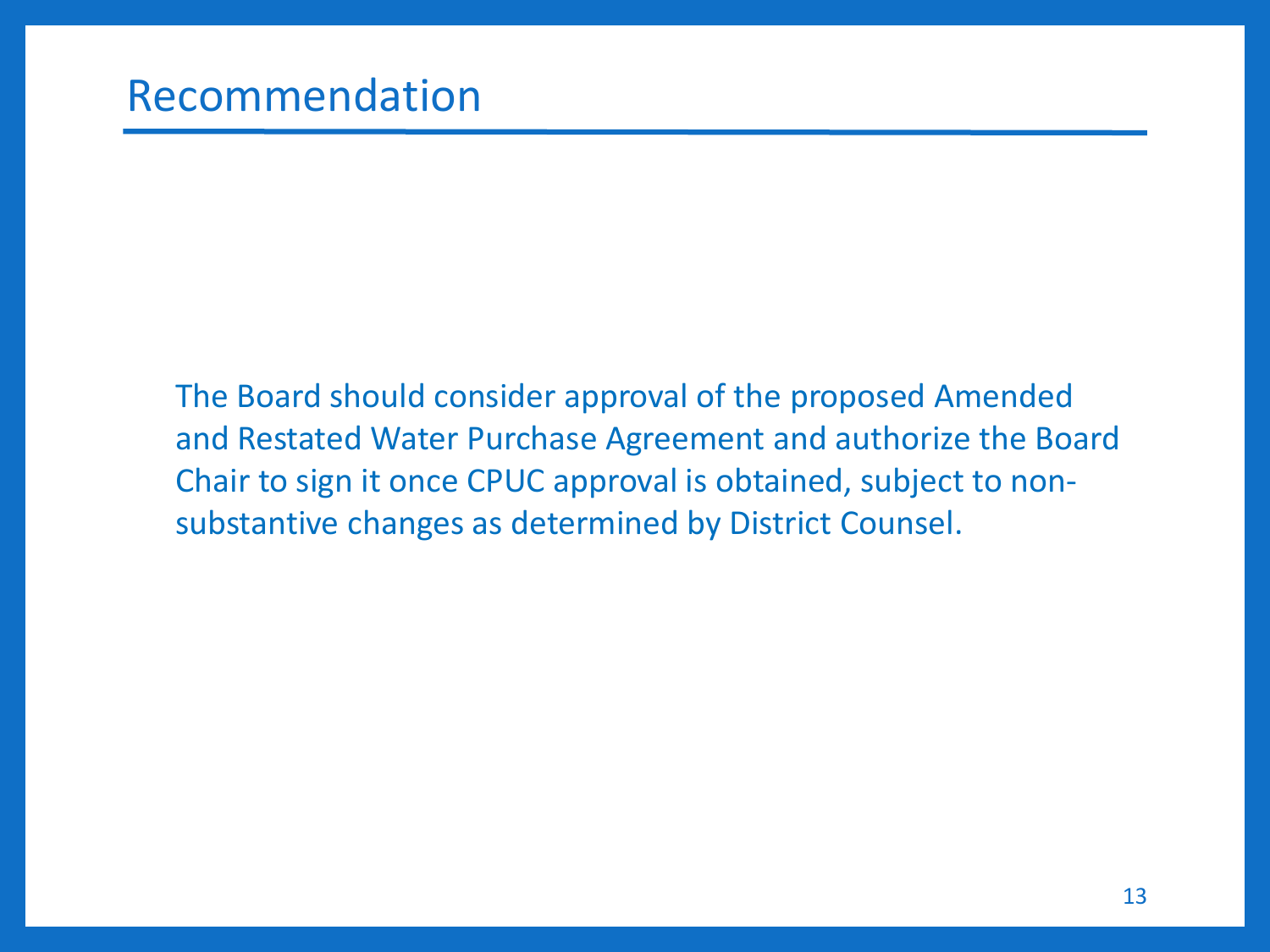# Recommendation

The Board should consider approval of the proposed Amended and Restated Water Purchase Agreement and authorize the Board Chair to sign it once CPUC approval is obtained, subject to non-substantive changes as determined by District Counsel.